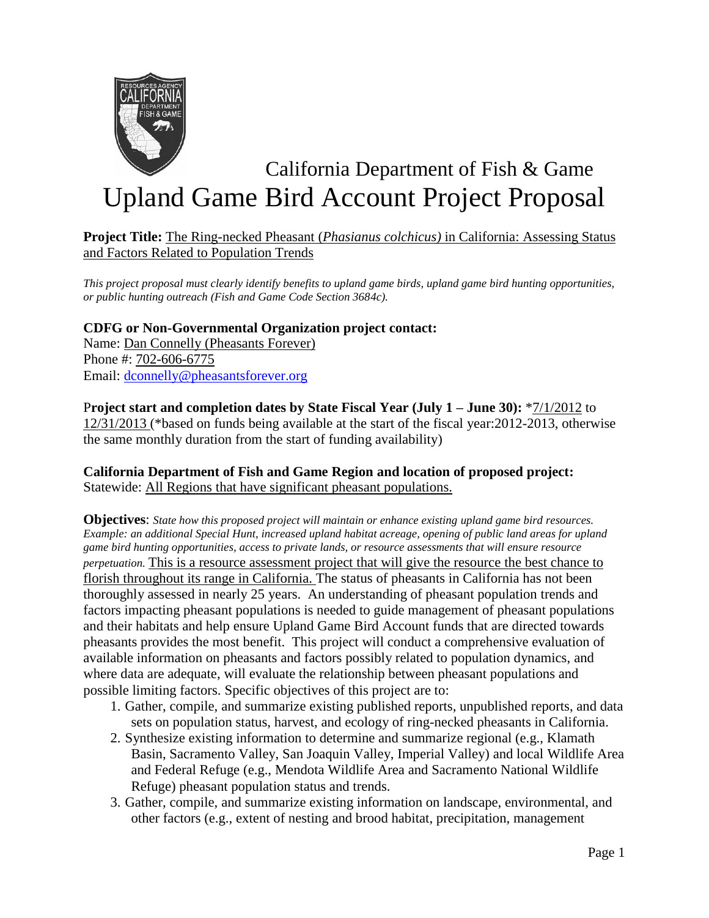# California Department of Fish & Game

# Upland Game Bird Account Project Proposal

**Project Title:** The Ring-necked Pheasant (*Phasianus colchicus)* in California: Assessing Status and Factors Related to Population Trends

*This project proposal must clearly identify benefits to upland game birds, upland game bird hunting opportunities, or public hunting outreach (Fish and Game Code Section 3684c).*

**CDFG or Non-Governmental Organization project contact:**
Name: Dan Connelly (Pheasants Forever)
Phone #: 702-606-6775
Email: dconnelly@pheasantsforever.org

**Project start and completion dates by State Fiscal Year (July 1 – June 30):** *7/1/2012 to 12/31/2013 (*based on funds being available at the start of the fiscal year:2012-2013, otherwise the same monthly duration from the start of funding availability)

**California Department of Fish and Game Region and location of proposed project:**
Statewide: All Regions that have significant pheasant populations.

**Objectives**: *State how this proposed project will maintain or enhance existing upland game bird resources. Example: an additional Special Hunt, increased upland habitat acreage, opening of public land areas for upland game bird hunting opportunities, access to private lands, or resource assessments that will ensure resource perpetuation.* This is a resource assessment project that will give the resource the best chance to florish throughout its range in California. The status of pheasants in California has not been thoroughly assessed in nearly 25 years. An understanding of pheasant population trends and factors impacting pheasant populations is needed to guide management of pheasant populations and their habitats and help ensure Upland Game Bird Account funds that are directed towards pheasants provides the most benefit. This project will conduct a comprehensive evaluation of available information on pheasants and factors possibly related to population dynamics, and where data are adequate, will evaluate the relationship between pheasant populations and possible limiting factors. Specific objectives of this project are to:

1. Gather, compile, and summarize existing published reports, unpublished reports, and data sets on population status, harvest, and ecology of ring-necked pheasants in California.
2. Synthesize existing information to determine and summarize regional (e.g., Klamath Basin, Sacramento Valley, San Joaquin Valley, Imperial Valley) and local Wildlife Area and Federal Refuge (e.g., Mendota Wildlife Area and Sacramento National Wildlife Refuge) pheasant population status and trends.
3. Gather, compile, and summarize existing information on landscape, environmental, and other factors (e.g., extent of nesting and brood habitat, precipitation, management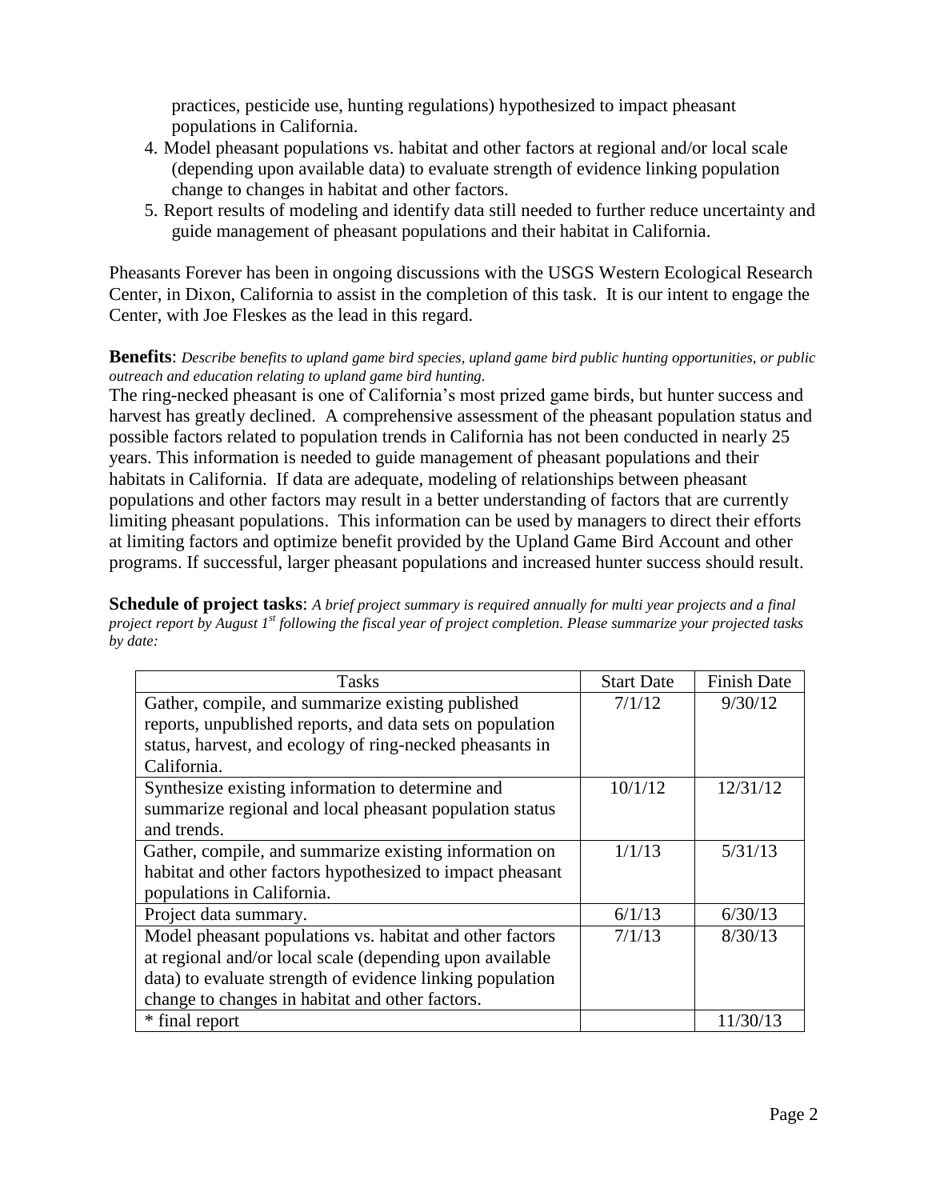practices, pesticide use, hunting regulations) hypothesized to impact pheasant populations in California.

4. Model pheasant populations vs. habitat and other factors at regional and/or local scale (depending upon available data) to evaluate strength of evidence linking population change to changes in habitat and other factors.
5. Report results of modeling and identify data still needed to further reduce uncertainty and guide management of pheasant populations and their habitat in California.

Pheasants Forever has been in ongoing discussions with the USGS Western Ecological Research Center, in Dixon, California to assist in the completion of this task. It is our intent to engage the Center, with Joe Fleskes as the lead in this regard.

**Benefits**: *Describe benefits to upland game bird species, upland game bird public hunting opportunities, or public outreach and education relating to upland game bird hunting.*

The ring-necked pheasant is one of California's most prized game birds, but hunter success and harvest has greatly declined. A comprehensive assessment of the pheasant population status and possible factors related to population trends in California has not been conducted in nearly 25 years. This information is needed to guide management of pheasant populations and their habitats in California. If data are adequate, modeling of relationships between pheasant populations and other factors may result in a better understanding of factors that are currently limiting pheasant populations. This information can be used by managers to direct their efforts at limiting factors and optimize benefit provided by the Upland Game Bird Account and other programs. If successful, larger pheasant populations and increased hunter success should result.

**Schedule of project tasks**: *A brief project summary is required annually for multi year projects and a final project report by August 1st following the fiscal year of project completion. Please summarize your projected tasks by date:*

| Tasks | Start Date | Finish Date |
|---|---|---|
| Gather, compile, and summarize existing published reports, unpublished reports, and data sets on population status, harvest, and ecology of ring-necked pheasants in California. | 7/1/12 | 9/30/12 |
| Synthesize existing information to determine and summarize regional and local pheasant population status and trends. | 10/1/12 | 12/31/12 |
| Gather, compile, and summarize existing information on habitat and other factors hypothesized to impact pheasant populations in California. | 1/1/13 | 5/31/13 |
| Project data summary. | 6/1/13 | 6/30/13 |
| Model pheasant populations vs. habitat and other factors at regional and/or local scale (depending upon available data) to evaluate strength of evidence linking population change to changes in habitat and other factors. | 7/1/13 | 8/30/13 |
| * final report | | 11/30/13 |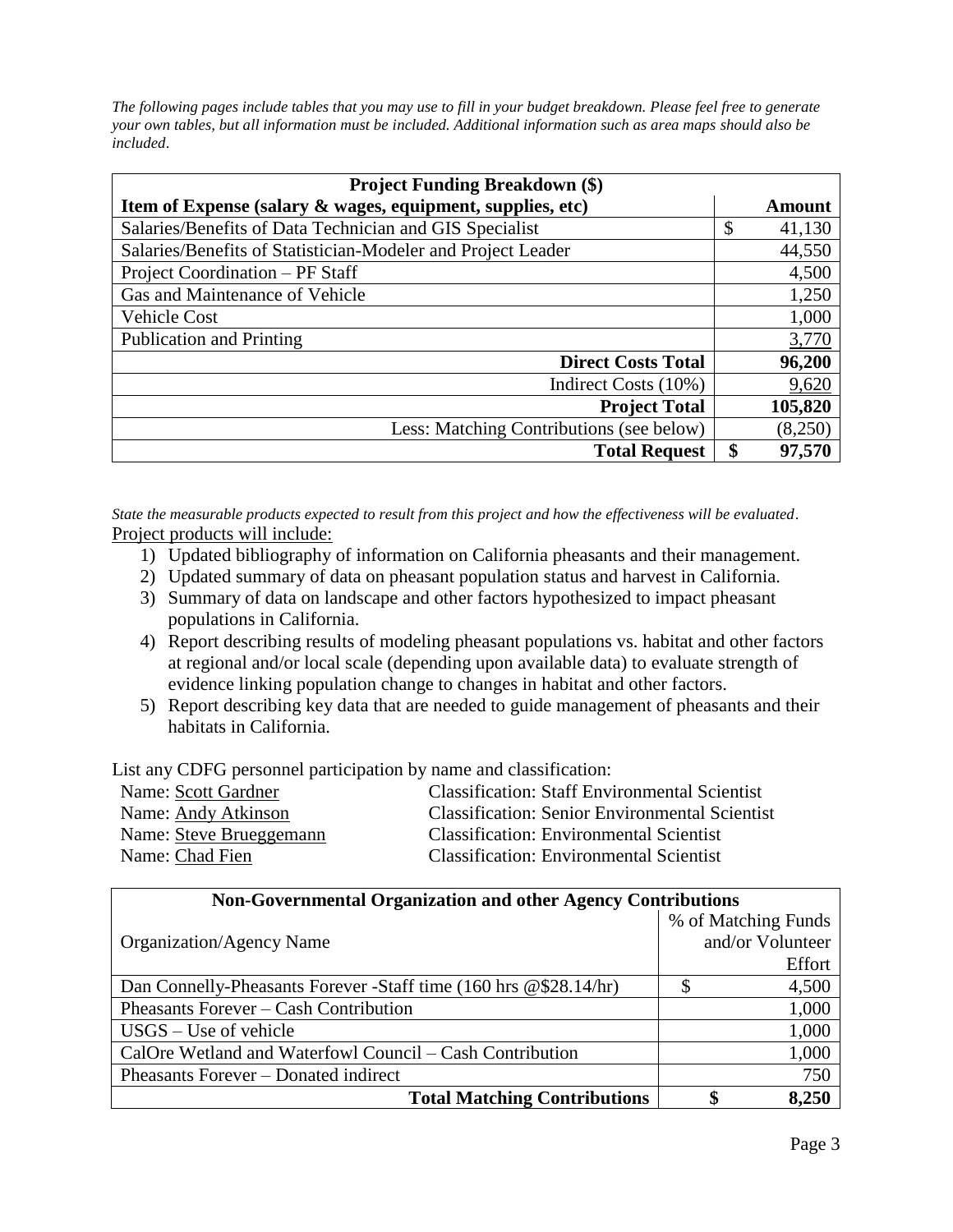*The following pages include tables that you may use to fill in your budget breakdown. Please feel free to generate your own tables, but all information must be included. Additional information such as area maps should also be included.*

| **Project Funding Breakdown ($)** | |
|---|---|
| **Item of Expense (salary & wages, equipment, supplies, etc)** | **Amount** |
| Salaries/Benefits of Data Technician and GIS Specialist | $ 41,130 |
| Salaries/Benefits of Statistician-Modeler and Project Leader | 44,550 |
| Project Coordination – PF Staff | 4,500 |
| Gas and Maintenance of Vehicle | 1,250 |
| Vehicle Cost | 1,000 |
| Publication and Printing | 3,770 |
| **Direct Costs Total** | **96,200** |
| Indirect Costs (10%) | 9,620 |
| **Project Total** | **105,820** |
| Less: Matching Contributions (see below) | (8,250) |
| **Total Request** | **$ 97,570** |

*State the measurable products expected to result from this project and how the effectiveness will be evaluated.*

Project products will include:

1) Updated bibliography of information on California pheasants and their management.
2) Updated summary of data on pheasant population status and harvest in California.
3) Summary of data on landscape and other factors hypothesized to impact pheasant populations in California.
4) Report describing results of modeling pheasant populations vs. habitat and other factors at regional and/or local scale (depending upon available data) to evaluate strength of evidence linking population change to changes in habitat and other factors.
5) Report describing key data that are needed to guide management of pheasants and their habitats in California.

List any CDFG personnel participation by name and classification:

Name: Scott Gardner — Classification: Staff Environmental Scientist
Name: Andy Atkinson — Classification: Senior Environmental Scientist
Name: Steve Brueggemann — Classification: Environmental Scientist
Name: Chad Fien — Classification: Environmental Scientist

| **Non-Governmental Organization and other Agency Contributions** | |
|---|---|
| Organization/Agency Name | % of Matching Funds and/or Volunteer Effort |
| Dan Connelly-Pheasants Forever -Staff time (160 hrs @$28.14/hr) | $ 4,500 |
| Pheasants Forever – Cash Contribution | 1,000 |
| USGS – Use of vehicle | 1,000 |
| CalOre Wetland and Waterfowl Council – Cash Contribution | 1,000 |
| Pheasants Forever – Donated indirect | 750 |
| **Total Matching Contributions** | **$ 8,250** |